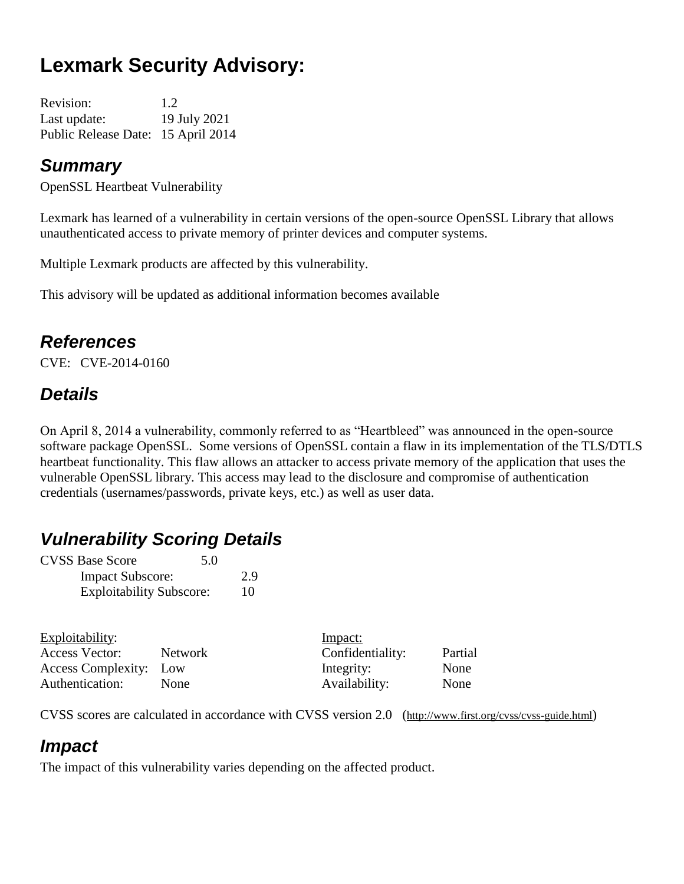# Lexmark Security Advisory:

Revision: 1.2
Last update: 19 July 2021
Public Release Date: 15 April 2014

## *Summary*

OpenSSL Heartbeat Vulnerability

Lexmark has learned of a vulnerability in certain versions of the open-source OpenSSL Library that allows unauthenticated access to private memory of printer devices and computer systems.

Multiple Lexmark products are affected by this vulnerability.

This advisory will be updated as additional information becomes available

## *References*

CVE: CVE-2014-0160

## *Details*

On April 8, 2014 a vulnerability, commonly referred to as "Heartbleed" was announced in the open-source software package OpenSSL. Some versions of OpenSSL contain a flaw in its implementation of the TLS/DTLS heartbeat functionality. This flaw allows an attacker to access private memory of the application that uses the vulnerable OpenSSL library. This access may lead to the disclosure and compromise of authentication credentials (usernames/passwords, private keys, etc.) as well as user data.

## *Vulnerability Scoring Details*

CVSS Base Score 5.0
- Impact Subscore: 2.9
- Exploitability Subscore: 10

| Exploitability: | | Impact: | |
|---|---|---|---|
| Access Vector: | Network | Confidentiality: | Partial |
| Access Complexity: | Low | Integrity: | None |
| Authentication: | None | Availability: | None |

CVSS scores are calculated in accordance with CVSS version 2.0 (http://www.first.org/cvss/cvss-guide.html)

## *Impact*

The impact of this vulnerability varies depending on the affected product.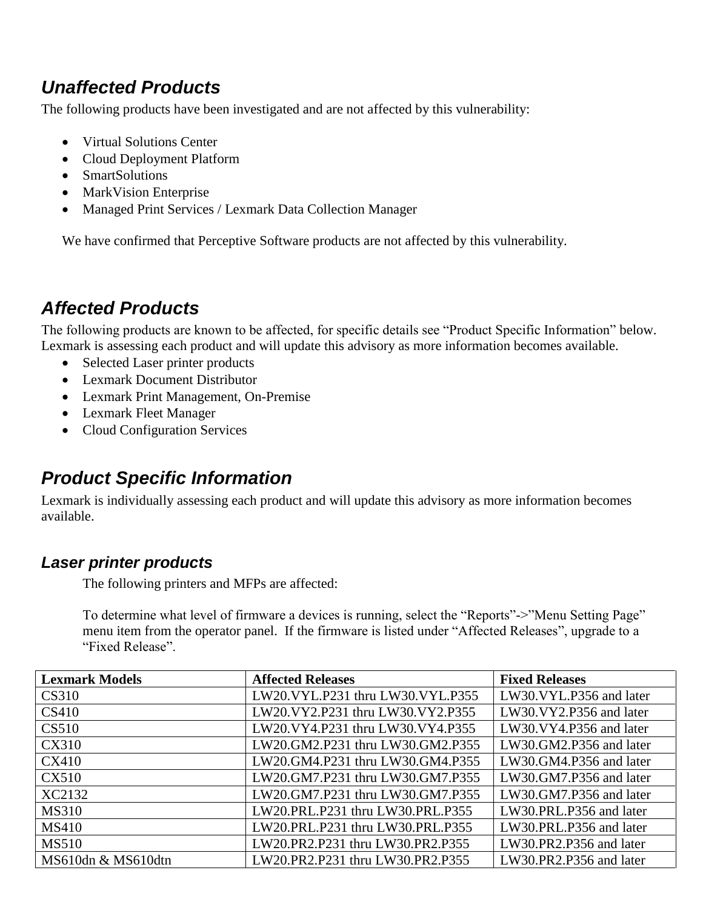## Unaffected Products

The following products have been investigated and are not affected by this vulnerability:

- Virtual Solutions Center
- Cloud Deployment Platform
- SmartSolutions
- MarkVision Enterprise
- Managed Print Services / Lexmark Data Collection Manager

We have confirmed that Perceptive Software products are not affected by this vulnerability.

## Affected Products

The following products are known to be affected, for specific details see "Product Specific Information" below. Lexmark is assessing each product and will update this advisory as more information becomes available.

- Selected Laser printer products
- Lexmark Document Distributor
- Lexmark Print Management, On-Premise
- Lexmark Fleet Manager
- Cloud Configuration Services

## Product Specific Information

Lexmark is individually assessing each product and will update this advisory as more information becomes available.

### Laser printer products

The following printers and MFPs are affected:

To determine what level of firmware a devices is running, select the "Reports"->"Menu Setting Page" menu item from the operator panel. If the firmware is listed under "Affected Releases", upgrade to a "Fixed Release".

| Lexmark Models | Affected Releases | Fixed Releases |
|---|---|---|
| CS310 | LW20.VYL.P231 thru LW30.VYL.P355 | LW30.VYL.P356 and later |
| CS410 | LW20.VY2.P231 thru LW30.VY2.P355 | LW30.VY2.P356 and later |
| CS510 | LW20.VY4.P231 thru LW30.VY4.P355 | LW30.VY4.P356 and later |
| CX310 | LW20.GM2.P231 thru LW30.GM2.P355 | LW30.GM2.P356 and later |
| CX410 | LW20.GM4.P231 thru LW30.GM4.P355 | LW30.GM4.P356 and later |
| CX510 | LW20.GM7.P231 thru LW30.GM7.P355 | LW30.GM7.P356 and later |
| XC2132 | LW20.GM7.P231 thru LW30.GM7.P355 | LW30.GM7.P356 and later |
| MS310 | LW20.PRL.P231 thru LW30.PRL.P355 | LW30.PRL.P356 and later |
| MS410 | LW20.PRL.P231 thru LW30.PRL.P355 | LW30.PRL.P356 and later |
| MS510 | LW20.PR2.P231 thru LW30.PR2.P355 | LW30.PR2.P356 and later |
| MS610dn & MS610dtn | LW20.PR2.P231 thru LW30.PR2.P355 | LW30.PR2.P356 and later |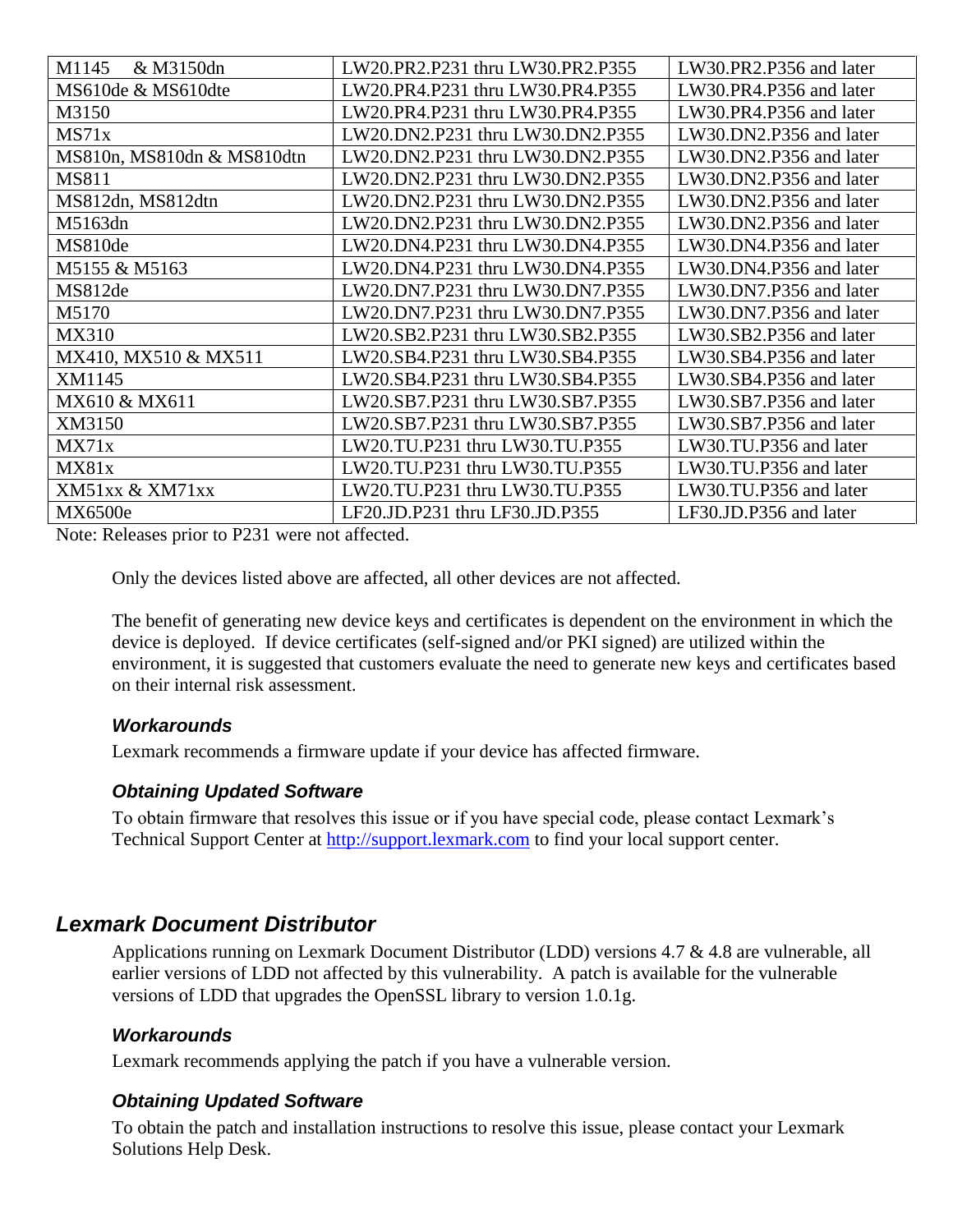| M1145 & M3150dn | LW20.PR2.P231 thru LW30.PR2.P355 | LW30.PR2.P356 and later |
|---|---|---|
| MS610de & MS610dte | LW20.PR4.P231 thru LW30.PR4.P355 | LW30.PR4.P356 and later |
| M3150 | LW20.PR4.P231 thru LW30.PR4.P355 | LW30.PR4.P356 and later |
| MS71x | LW20.DN2.P231 thru LW30.DN2.P355 | LW30.DN2.P356 and later |
| MS810n, MS810dn & MS810dtn | LW20.DN2.P231 thru LW30.DN2.P355 | LW30.DN2.P356 and later |
| MS811 | LW20.DN2.P231 thru LW30.DN2.P355 | LW30.DN2.P356 and later |
| MS812dn, MS812dtn | LW20.DN2.P231 thru LW30.DN2.P355 | LW30.DN2.P356 and later |
| M5163dn | LW20.DN2.P231 thru LW30.DN2.P355 | LW30.DN2.P356 and later |
| MS810de | LW20.DN4.P231 thru LW30.DN4.P355 | LW30.DN4.P356 and later |
| M5155 & M5163 | LW20.DN4.P231 thru LW30.DN4.P355 | LW30.DN4.P356 and later |
| MS812de | LW20.DN7.P231 thru LW30.DN7.P355 | LW30.DN7.P356 and later |
| M5170 | LW20.DN7.P231 thru LW30.DN7.P355 | LW30.DN7.P356 and later |
| MX310 | LW20.SB2.P231 thru LW30.SB2.P355 | LW30.SB2.P356 and later |
| MX410, MX510 & MX511 | LW20.SB4.P231 thru LW30.SB4.P355 | LW30.SB4.P356 and later |
| XM1145 | LW20.SB4.P231 thru LW30.SB4.P355 | LW30.SB4.P356 and later |
| MX610 & MX611 | LW20.SB7.P231 thru LW30.SB7.P355 | LW30.SB7.P356 and later |
| XM3150 | LW20.SB7.P231 thru LW30.SB7.P355 | LW30.SB7.P356 and later |
| MX71x | LW20.TU.P231 thru LW30.TU.P355 | LW30.TU.P356 and later |
| MX81x | LW20.TU.P231 thru LW30.TU.P355 | LW30.TU.P356 and later |
| XM51xx & XM71xx | LW20.TU.P231 thru LW30.TU.P355 | LW30.TU.P356 and later |
| MX6500e | LF20.JD.P231 thru LF30.JD.P355 | LF30.JD.P356 and later |

Note: Releases prior to P231 were not affected.

Only the devices listed above are affected, all other devices are not affected.

The benefit of generating new device keys and certificates is dependent on the environment in which the device is deployed. If device certificates (self-signed and/or PKI signed) are utilized within the environment, it is suggested that customers evaluate the need to generate new keys and certificates based on their internal risk assessment.

### *Workarounds*

Lexmark recommends a firmware update if your device has affected firmware.

### *Obtaining Updated Software*

To obtain firmware that resolves this issue or if you have special code, please contact Lexmark's Technical Support Center at http://support.lexmark.com to find your local support center.

## *Lexmark Document Distributor*

Applications running on Lexmark Document Distributor (LDD) versions 4.7 & 4.8 are vulnerable, all earlier versions of LDD not affected by this vulnerability. A patch is available for the vulnerable versions of LDD that upgrades the OpenSSL library to version 1.0.1g.

### *Workarounds*

Lexmark recommends applying the patch if you have a vulnerable version.

### *Obtaining Updated Software*

To obtain the patch and installation instructions to resolve this issue, please contact your Lexmark Solutions Help Desk.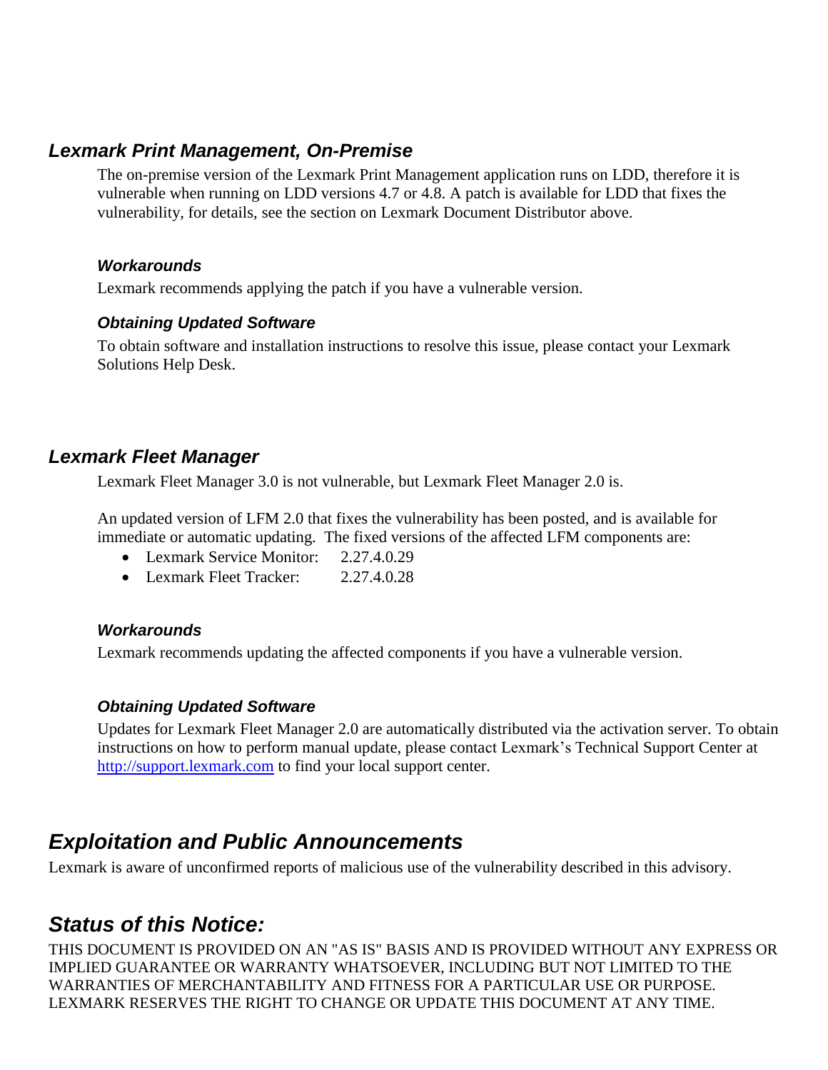### *Lexmark Print Management, On-Premise*

The on-premise version of the Lexmark Print Management application runs on LDD, therefore it is vulnerable when running on LDD versions 4.7 or 4.8. A patch is available for LDD that fixes the vulnerability, for details, see the section on Lexmark Document Distributor above.

#### *Workarounds*

Lexmark recommends applying the patch if you have a vulnerable version.

#### *Obtaining Updated Software*

To obtain software and installation instructions to resolve this issue, please contact your Lexmark Solutions Help Desk.

### *Lexmark Fleet Manager*

Lexmark Fleet Manager 3.0 is not vulnerable, but Lexmark Fleet Manager 2.0 is.

An updated version of LFM 2.0 that fixes the vulnerability has been posted, and is available for immediate or automatic updating. The fixed versions of the affected LFM components are:

- Lexmark Service Monitor: 2.27.4.0.29
- Lexmark Fleet Tracker: 2.27.4.0.28

#### *Workarounds*

Lexmark recommends updating the affected components if you have a vulnerable version.

#### *Obtaining Updated Software*

Updates for Lexmark Fleet Manager 2.0 are automatically distributed via the activation server. To obtain instructions on how to perform manual update, please contact Lexmark's Technical Support Center at [http://support.lexmark.com](http://support.lexmark.com) to find your local support center.

## *Exploitation and Public Announcements*

Lexmark is aware of unconfirmed reports of malicious use of the vulnerability described in this advisory.

## *Status of this Notice:*

THIS DOCUMENT IS PROVIDED ON AN "AS IS" BASIS AND IS PROVIDED WITHOUT ANY EXPRESS OR IMPLIED GUARANTEE OR WARRANTY WHATSOEVER, INCLUDING BUT NOT LIMITED TO THE WARRANTIES OF MERCHANTABILITY AND FITNESS FOR A PARTICULAR USE OR PURPOSE. LEXMARK RESERVES THE RIGHT TO CHANGE OR UPDATE THIS DOCUMENT AT ANY TIME.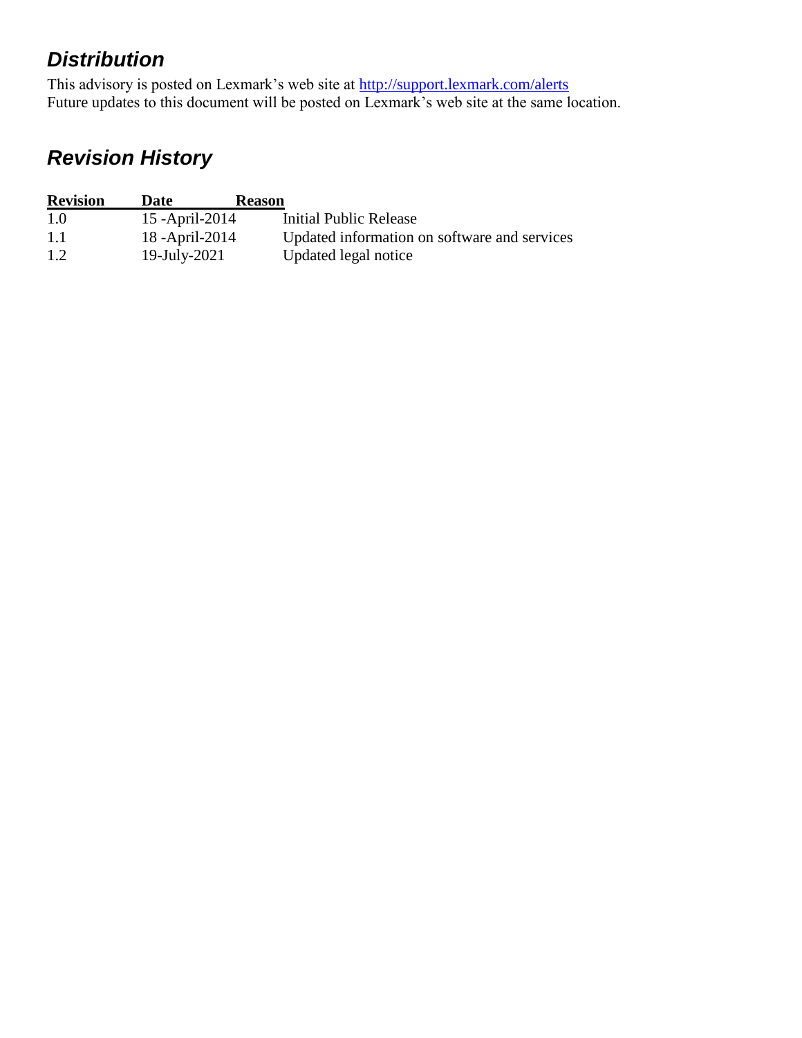## *Distribution*

This advisory is posted on Lexmark's web site at http://support.lexmark.com/alerts
Future updates to this document will be posted on Lexmark's web site at the same location.

## *Revision History*

| Revision | Date | Reason |
|---|---|---|
| 1.0 | 15 -April-2014 | Initial Public Release |
| 1.1 | 18 -April-2014 | Updated information on software and services |
| 1.2 | 19-July-2021 | Updated legal notice |